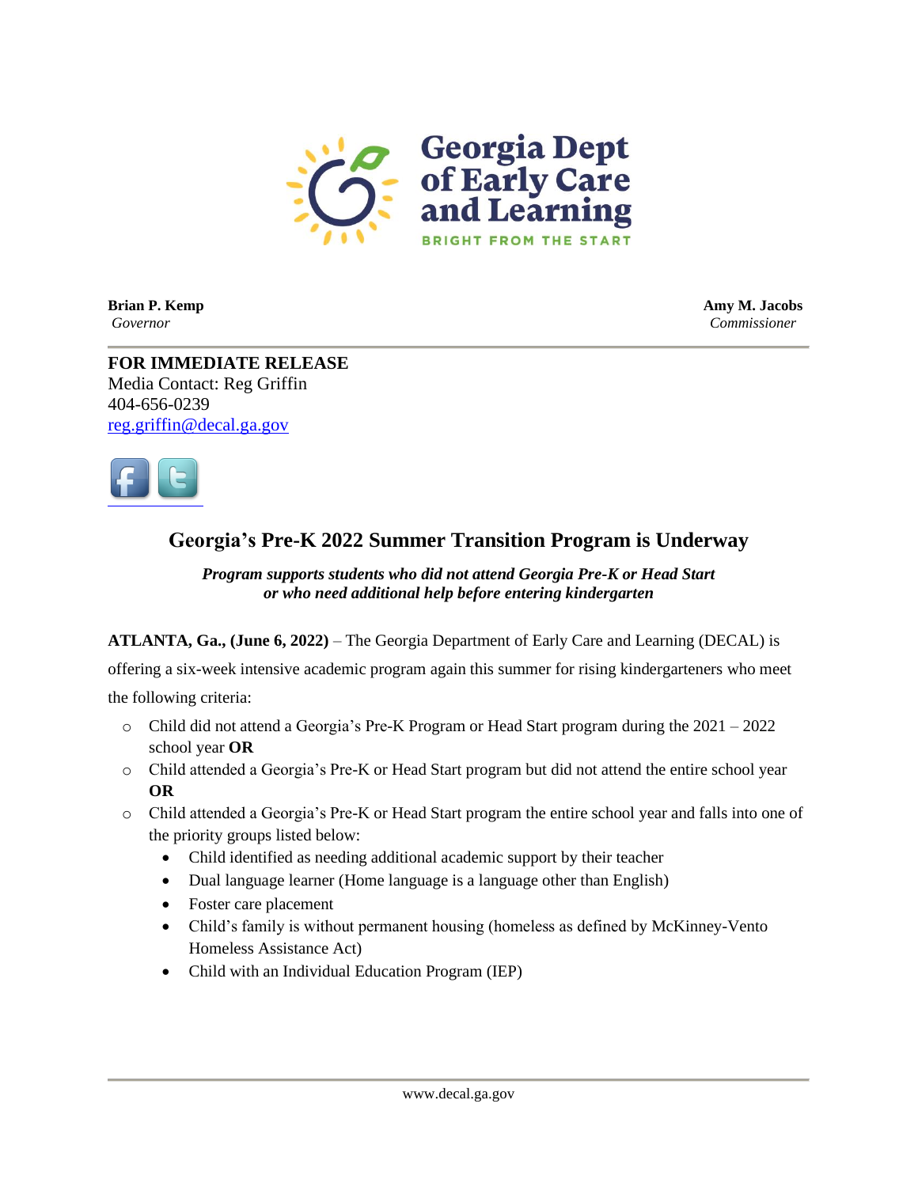Georgia Dept of Early Care and Learning

BRIGHT FROM THE START

**Brian P. Kemp**
*Governor*

**Amy M. Jacobs**
*Commissioner*

**FOR IMMEDIATE RELEASE**
Media Contact: Reg Griffin
404-656-0239
reg.griffin@decal.ga.gov

## Georgia's Pre-K 2022 Summer Transition Program is Underway

***Program supports students who did not attend Georgia Pre-K or Head Start or who need additional help before entering kindergarten***

**ATLANTA, Ga., (June 6, 2022)** – The Georgia Department of Early Care and Learning (DECAL) is offering a six-week intensive academic program again this summer for rising kindergarteners who meet the following criteria:

- Child did not attend a Georgia's Pre-K Program or Head Start program during the 2021 – 2022 school year **OR**
- Child attended a Georgia's Pre-K or Head Start program but did not attend the entire school year **OR**
- Child attended a Georgia's Pre-K or Head Start program the entire school year and falls into one of the priority groups listed below:
  - Child identified as needing additional academic support by their teacher
  - Dual language learner (Home language is a language other than English)
  - Foster care placement
  - Child's family is without permanent housing (homeless as defined by McKinney-Vento Homeless Assistance Act)
  - Child with an Individual Education Program (IEP)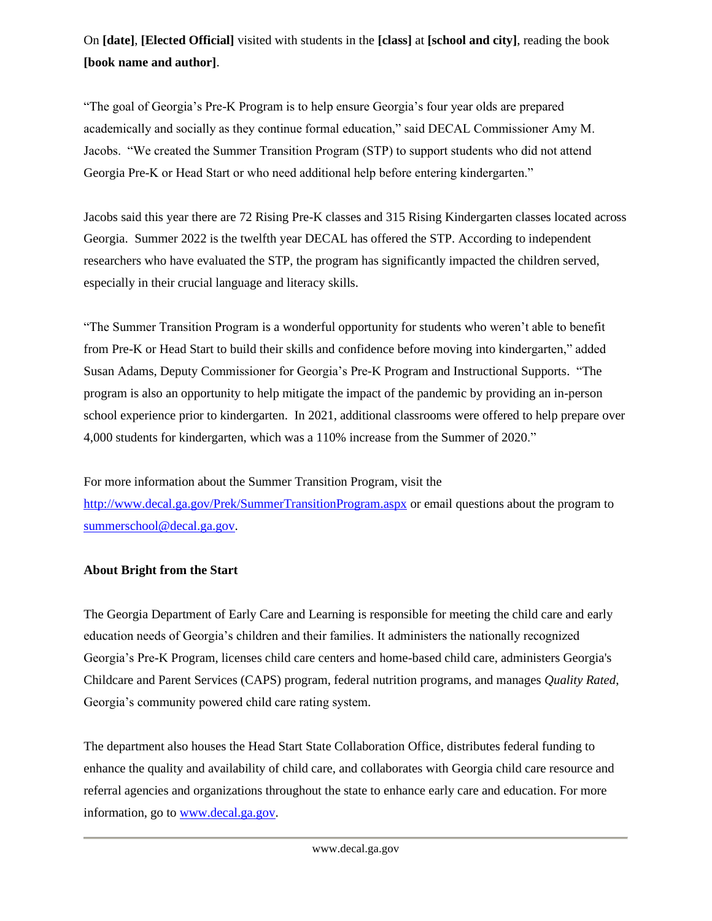On **[date]**, **[Elected Official]** visited with students in the **[class]** at **[school and city]**, reading the book **[book name and author]**.

"The goal of Georgia's Pre-K Program is to help ensure Georgia's four year olds are prepared academically and socially as they continue formal education," said DECAL Commissioner Amy M. Jacobs. "We created the Summer Transition Program (STP) to support students who did not attend Georgia Pre-K or Head Start or who need additional help before entering kindergarten."

Jacobs said this year there are 72 Rising Pre-K classes and 315 Rising Kindergarten classes located across Georgia. Summer 2022 is the twelfth year DECAL has offered the STP. According to independent researchers who have evaluated the STP, the program has significantly impacted the children served, especially in their crucial language and literacy skills.

"The Summer Transition Program is a wonderful opportunity for students who weren't able to benefit from Pre-K or Head Start to build their skills and confidence before moving into kindergarten," added Susan Adams, Deputy Commissioner for Georgia's Pre-K Program and Instructional Supports. "The program is also an opportunity to help mitigate the impact of the pandemic by providing an in-person school experience prior to kindergarten. In 2021, additional classrooms were offered to help prepare over 4,000 students for kindergarten, which was a 110% increase from the Summer of 2020."

For more information about the Summer Transition Program, visit the [http://www.decal.ga.gov/Prek/SummerTransitionProgram.aspx](http://www.decal.ga.gov/Prek/SummerTransitionProgram.aspx) or email questions about the program to [summerschool@decal.ga.gov](mailto:summerschool@decal.ga.gov).

**About Bright from the Start**

The Georgia Department of Early Care and Learning is responsible for meeting the child care and early education needs of Georgia's children and their families. It administers the nationally recognized Georgia's Pre-K Program, licenses child care centers and home-based child care, administers Georgia's Childcare and Parent Services (CAPS) program, federal nutrition programs, and manages *Quality Rated*, Georgia's community powered child care rating system.

The department also houses the Head Start State Collaboration Office, distributes federal funding to enhance the quality and availability of child care, and collaborates with Georgia child care resource and referral agencies and organizations throughout the state to enhance early care and education. For more information, go to [www.decal.ga.gov](http://www.decal.ga.gov).